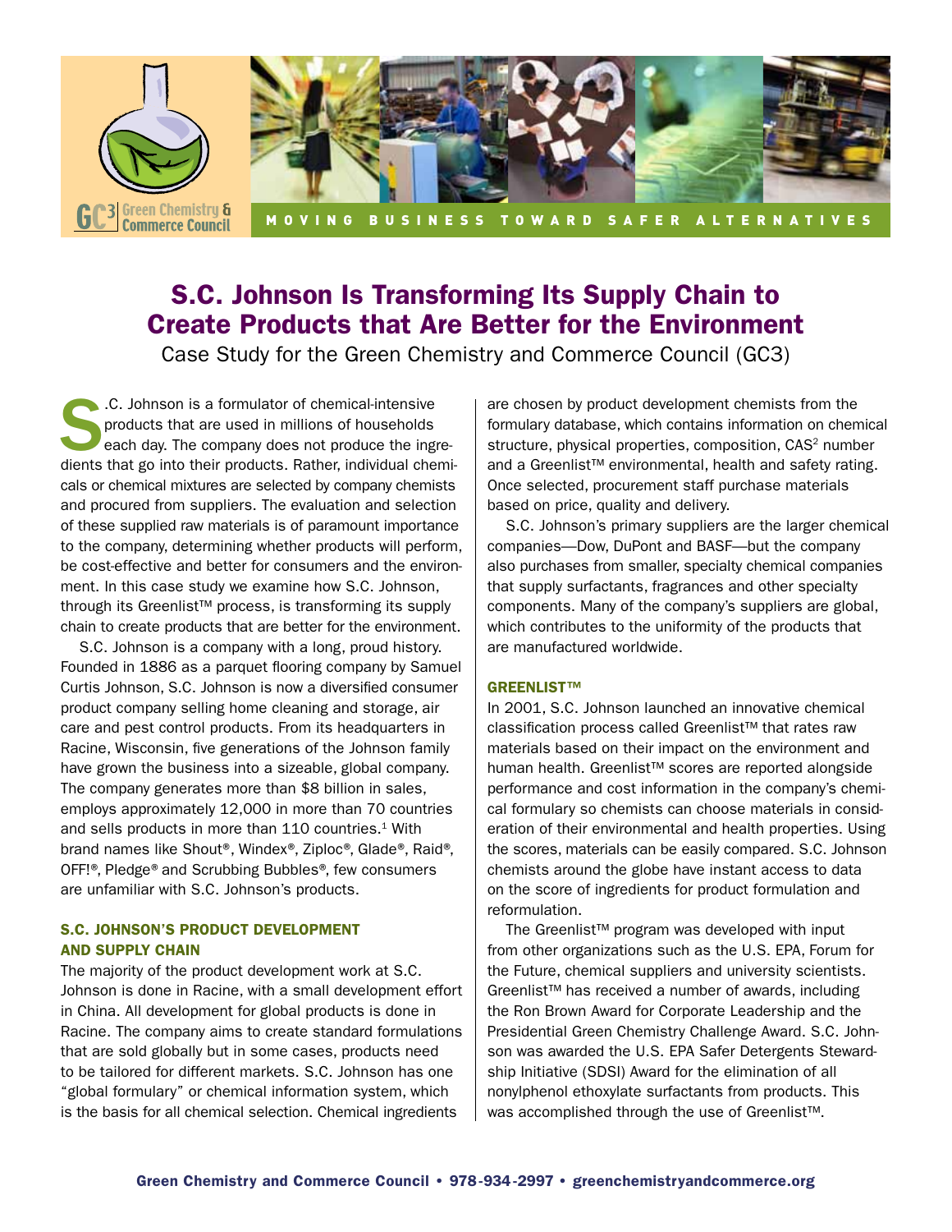# S.C. Johnson Is Transforming Its Supply Chain to Create Products that Are Better for the Environment

Case Study for the Green Chemistry and Commerce Council (GC3)

S.C. Johnson is a formulator of chemical-intensive products that are used in millions of households each day. The company does not produce the ingredients that go into their products. Rather, individual chemicals or chemical mixtures are selected by company chemists and procured from suppliers. The evaluation and selection of these supplied raw materials is of paramount importance to the company, determining whether products will perform, be cost-effective and better for consumers and the environment. In this case study we examine how S.C. Johnson, through its Greenlist™ process, is transforming its supply chain to create products that are better for the environment.

S.C. Johnson is a company with a long, proud history. Founded in 1886 as a parquet flooring company by Samuel Curtis Johnson, S.C. Johnson is now a diversified consumer product company selling home cleaning and storage, air care and pest control products. From its headquarters in Racine, Wisconsin, five generations of the Johnson family have grown the business into a sizeable, global company. The company generates more than $8 billion in sales, employs approximately 12,000 in more than 70 countries and sells products in more than 110 countries.[1] With brand names like Shout®, Windex®, Ziploc®, Glade®, Raid®, OFF!®, Pledge® and Scrubbing Bubbles®, few consumers are unfamiliar with S.C. Johnson's products.

### S.C. JOHNSON'S PRODUCT DEVELOPMENT AND SUPPLY CHAIN

The majority of the product development work at S.C. Johnson is done in Racine, with a small development effort in China. All development for global products is done in Racine. The company aims to create standard formulations that are sold globally but in some cases, products need to be tailored for different markets. S.C. Johnson has one "global formulary" or chemical information system, which is the basis for all chemical selection. Chemical ingredients are chosen by product development chemists from the formulary database, which contains information on chemical structure, physical properties, composition, CAS[2] number and a Greenlist™ environmental, health and safety rating. Once selected, procurement staff purchase materials based on price, quality and delivery.

S.C. Johnson's primary suppliers are the larger chemical companies—Dow, DuPont and BASF—but the company also purchases from smaller, specialty chemical companies that supply surfactants, fragrances and other specialty components. Many of the company's suppliers are global, which contributes to the uniformity of the products that are manufactured worldwide.

### GREENLIST™

In 2001, S.C. Johnson launched an innovative chemical classification process called Greenlist™ that rates raw materials based on their impact on the environment and human health. Greenlist™ scores are reported alongside performance and cost information in the company's chemical formulary so chemists can choose materials in consideration of their environmental and health properties. Using the scores, materials can be easily compared. S.C. Johnson chemists around the globe have instant access to data on the score of ingredients for product formulation and reformulation.

The Greenlist™ program was developed with input from other organizations such as the U.S. EPA, Forum for the Future, chemical suppliers and university scientists. Greenlist™ has received a number of awards, including the Ron Brown Award for Corporate Leadership and the Presidential Green Chemistry Challenge Award. S.C. Johnson was awarded the U.S. EPA Safer Detergents Stewardship Initiative (SDSI) Award for the elimination of all nonylphenol ethoxylate surfactants from products. This was accomplished through the use of Greenlist™.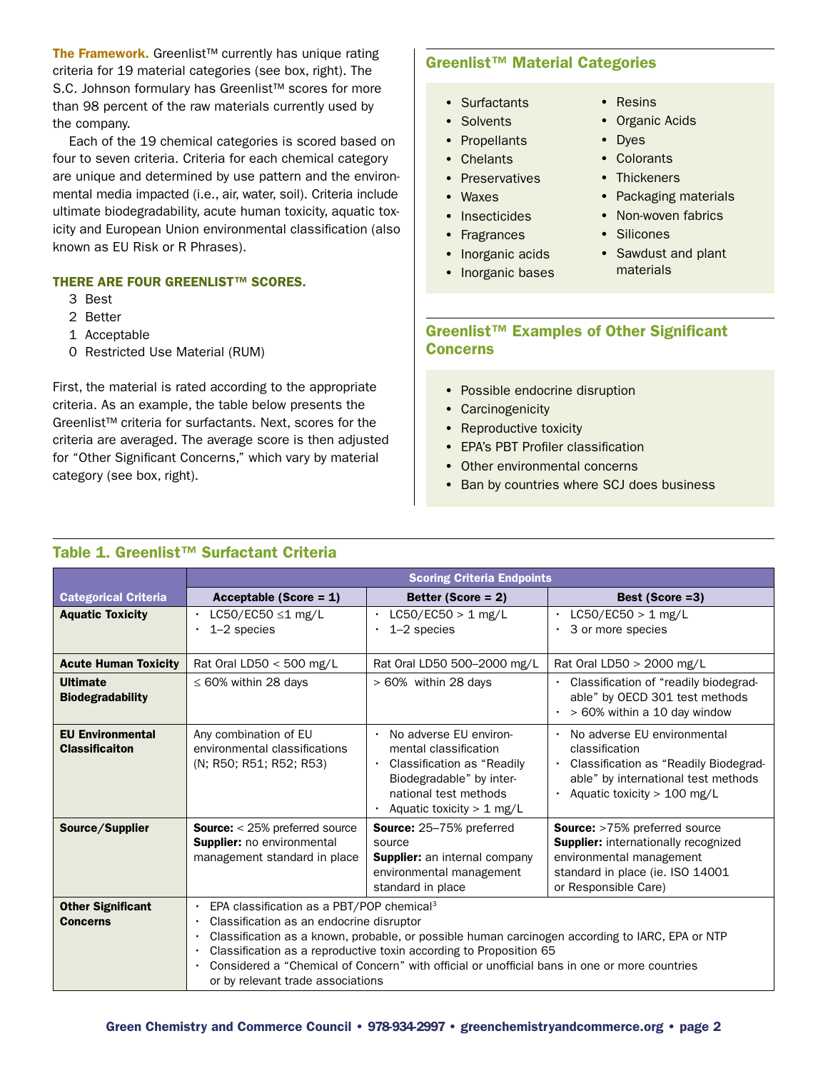**The Framework.** Greenlist™ currently has unique rating criteria for 19 material categories (see box, right). The S.C. Johnson formulary has Greenlist™ scores for more than 98 percent of the raw materials currently used by the company.

Each of the 19 chemical categories is scored based on four to seven criteria. Criteria for each chemical category are unique and determined by use pattern and the environmental media impacted (i.e., air, water, soil). Criteria include ultimate biodegradability, acute human toxicity, aquatic toxicity and European Union environmental classification (also known as EU Risk or R Phrases).

### THERE ARE FOUR GREENLIST™ SCORES.

3 Best
2 Better
1 Acceptable
0 Restricted Use Material (RUM)

First, the material is rated according to the appropriate criteria. As an example, the table below presents the Greenlist™ criteria for surfactants. Next, scores for the criteria are averaged. The average score is then adjusted for "Other Significant Concerns," which vary by material category (see box, right).

## Greenlist™ Material Categories

- Surfactants
- Solvents
- Propellants
- Chelants
- Preservatives
- Waxes
- Insecticides
- Fragrances
- Inorganic acids
- Inorganic bases
- Resins
- Organic Acids
- Dyes
- Colorants
- Thickeners
- Packaging materials
- Non-woven fabrics
- Silicones
- Sawdust and plant materials

## Greenlist™ Examples of Other Significant Concerns

- Possible endocrine disruption
- Carcinogenicity
- Reproductive toxicity
- EPA's PBT Profiler classification
- Other environmental concerns
- Ban by countries where SCJ does business

## Table 1. Greenlist™ Surfactant Criteria

| | Scoring Criteria Endpoints | | |
|---|---|---|---|
| **Categorical Criteria** | **Acceptable (Score = 1)** | **Better (Score = 2)** | **Best (Score =3)** |
| **Aquatic Toxicity** | • LC50/EC50 ≤1 mg/L<br>• 1–2 species | • LC50/EC50 > 1 mg/L<br>• 1–2 species | • LC50/EC50 > 1 mg/L<br>• 3 or more species |
| **Acute Human Toxicity** | Rat Oral LD50 < 500 mg/L | Rat Oral LD50 500–2000 mg/L | Rat Oral LD50 > 2000 mg/L |
| **Ultimate Biodegradability** | ≤ 60% within 28 days | > 60% within 28 days | • Classification of "readily biodegradable" by OECD 301 test methods<br>• > 60% within a 10 day window |
| **EU Environmental Classificaiton** | Any combination of EU environmental classifications (N; R50; R51; R52; R53) | • No adverse EU environmental classification<br>• Classification as "Readily Biodegradable" by international test methods<br>• Aquatic toxicity > 1 mg/L | • No adverse EU environmental classification<br>• Classification as "Readily Biodegradable" by international test methods<br>• Aquatic toxicity > 100 mg/L |
| **Source/Supplier** | **Source:** < 25% preferred source<br>**Supplier:** no environmental management standard in place | **Source:** 25–75% preferred source<br>**Supplier:** an internal company environmental management standard in place | **Source:** >75% preferred source<br>**Supplier:** internationally recognized environmental management standard in place (ie. ISO 14001 or Responsible Care) |
| **Other Significant Concerns** | • EPA classification as a PBT/POP chemical[3]<br>• Classification as an endocrine disruptor<br>• Classification as a known, probable, or possible human carcinogen according to IARC, EPA or NTP<br>• Classification as a reproductive toxin according to Proposition 65<br>• Considered a "Chemical of Concern" with official or unofficial bans in one or more countries or by relevant trade associations | | |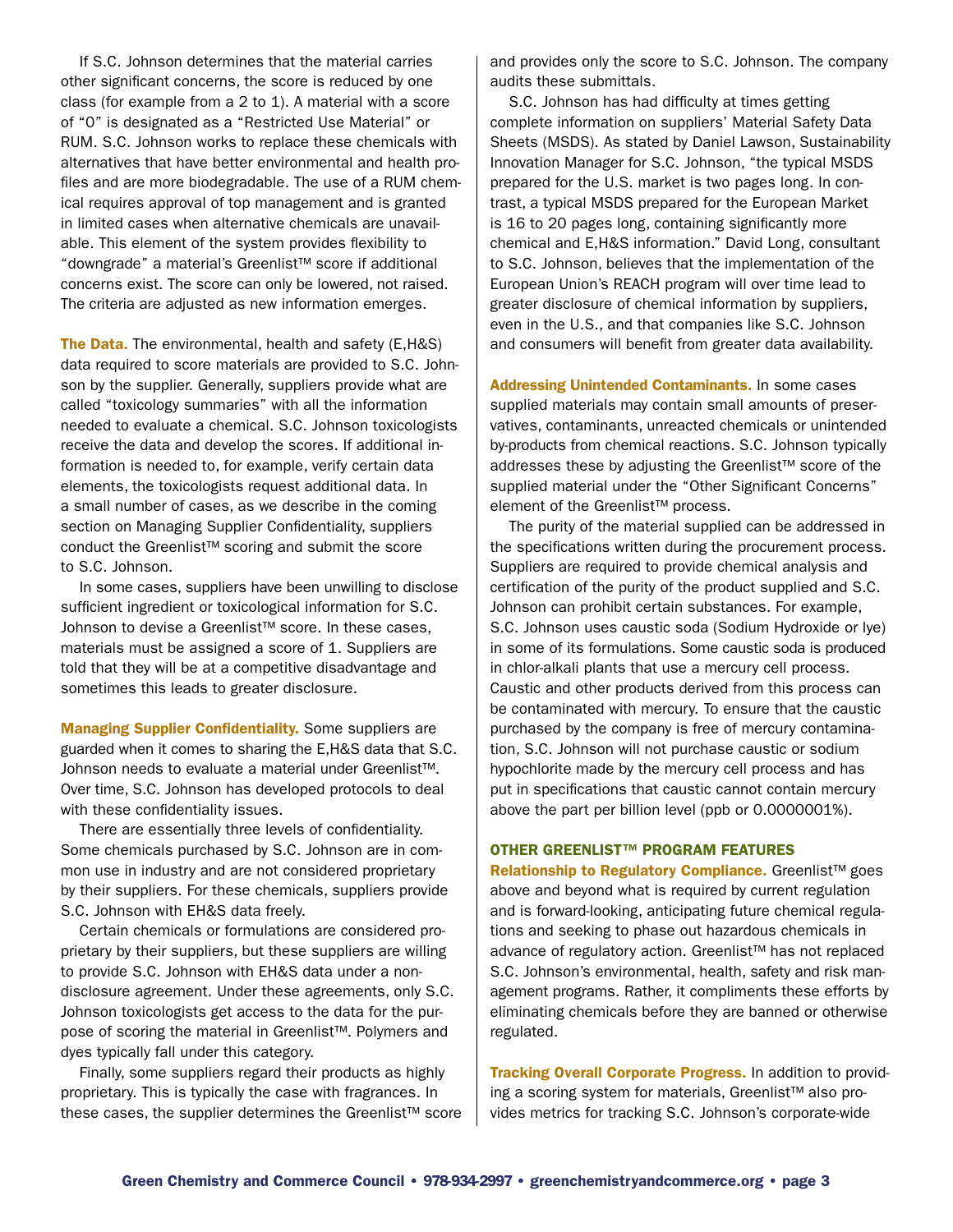If S.C. Johnson determines that the material carries other significant concerns, the score is reduced by one class (for example from a 2 to 1). A material with a score of "0" is designated as a "Restricted Use Material" or RUM. S.C. Johnson works to replace these chemicals with alternatives that have better environmental and health profiles and are more biodegradable. The use of a RUM chemical requires approval of top management and is granted in limited cases when alternative chemicals are unavailable. This element of the system provides flexibility to "downgrade" a material's Greenlist™ score if additional concerns exist. The score can only be lowered, not raised. The criteria are adjusted as new information emerges.

**The Data.** The environmental, health and safety (E,H&S) data required to score materials are provided to S.C. Johnson by the supplier. Generally, suppliers provide what are called "toxicology summaries" with all the information needed to evaluate a chemical. S.C. Johnson toxicologists receive the data and develop the scores. If additional information is needed to, for example, verify certain data elements, the toxicologists request additional data. In a small number of cases, as we describe in the coming section on Managing Supplier Confidentiality, suppliers conduct the Greenlist™ scoring and submit the score to S.C. Johnson.

In some cases, suppliers have been unwilling to disclose sufficient ingredient or toxicological information for S.C. Johnson to devise a Greenlist™ score. In these cases, materials must be assigned a score of 1. Suppliers are told that they will be at a competitive disadvantage and sometimes this leads to greater disclosure.

**Managing Supplier Confidentiality.** Some suppliers are guarded when it comes to sharing the E,H&S data that S.C. Johnson needs to evaluate a material under Greenlist™. Over time, S.C. Johnson has developed protocols to deal with these confidentiality issues.

There are essentially three levels of confidentiality. Some chemicals purchased by S.C. Johnson are in common use in industry and are not considered proprietary by their suppliers. For these chemicals, suppliers provide S.C. Johnson with EH&S data freely.

Certain chemicals or formulations are considered proprietary by their suppliers, but these suppliers are willing to provide S.C. Johnson with EH&S data under a non-disclosure agreement. Under these agreements, only S.C. Johnson toxicologists get access to the data for the purpose of scoring the material in Greenlist™. Polymers and dyes typically fall under this category.

Finally, some suppliers regard their products as highly proprietary. This is typically the case with fragrances. In these cases, the supplier determines the Greenlist™ score and provides only the score to S.C. Johnson. The company audits these submittals.

S.C. Johnson has had difficulty at times getting complete information on suppliers' Material Safety Data Sheets (MSDS). As stated by Daniel Lawson, Sustainability Innovation Manager for S.C. Johnson, "the typical MSDS prepared for the U.S. market is two pages long. In contrast, a typical MSDS prepared for the European Market is 16 to 20 pages long, containing significantly more chemical and E,H&S information." David Long, consultant to S.C. Johnson, believes that the implementation of the European Union's REACH program will over time lead to greater disclosure of chemical information by suppliers, even in the U.S., and that companies like S.C. Johnson and consumers will benefit from greater data availability.

**Addressing Unintended Contaminants.** In some cases supplied materials may contain small amounts of preservatives, contaminants, unreacted chemicals or unintended by-products from chemical reactions. S.C. Johnson typically addresses these by adjusting the Greenlist™ score of the supplied material under the "Other Significant Concerns" element of the Greenlist™ process.

The purity of the material supplied can be addressed in the specifications written during the procurement process. Suppliers are required to provide chemical analysis and certification of the purity of the product supplied and S.C. Johnson can prohibit certain substances. For example, S.C. Johnson uses caustic soda (Sodium Hydroxide or lye) in some of its formulations. Some caustic soda is produced in chlor-alkali plants that use a mercury cell process. Caustic and other products derived from this process can be contaminated with mercury. To ensure that the caustic purchased by the company is free of mercury contamination, S.C. Johnson will not purchase caustic or sodium hypochlorite made by the mercury cell process and has put in specifications that caustic cannot contain mercury above the part per billion level (ppb or 0.0000001%).

## OTHER GREENLIST™ PROGRAM FEATURES

**Relationship to Regulatory Compliance.** Greenlist™ goes above and beyond what is required by current regulation and is forward-looking, anticipating future chemical regulations and seeking to phase out hazardous chemicals in advance of regulatory action. Greenlist™ has not replaced S.C. Johnson's environmental, health, safety and risk management programs. Rather, it compliments these efforts by eliminating chemicals before they are banned or otherwise regulated.

**Tracking Overall Corporate Progress.** In addition to providing a scoring system for materials, Greenlist™ also provides metrics for tracking S.C. Johnson's corporate-wide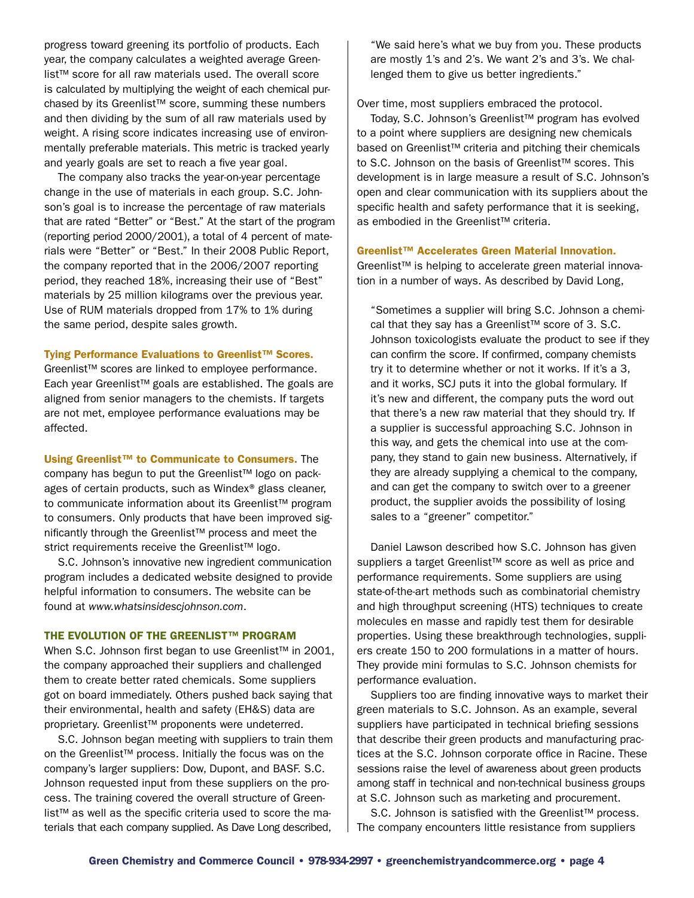progress toward greening its portfolio of products. Each year, the company calculates a weighted average Greenlist™ score for all raw materials used. The overall score is calculated by multiplying the weight of each chemical purchased by its Greenlist™ score, summing these numbers and then dividing by the sum of all raw materials used by weight. A rising score indicates increasing use of environmentally preferable materials. This metric is tracked yearly and yearly goals are set to reach a five year goal.

The company also tracks the year-on-year percentage change in the use of materials in each group. S.C. Johnson's goal is to increase the percentage of raw materials that are rated "Better" or "Best." At the start of the program (reporting period 2000/2001), a total of 4 percent of materials were "Better" or "Best." In their 2008 Public Report, the company reported that in the 2006/2007 reporting period, they reached 18%, increasing their use of "Best" materials by 25 million kilograms over the previous year. Use of RUM materials dropped from 17% to 1% during the same period, despite sales growth.

**Tying Performance Evaluations to Greenlist™ Scores.** Greenlist™ scores are linked to employee performance. Each year Greenlist™ goals are established. The goals are aligned from senior managers to the chemists. If targets are not met, employee performance evaluations may be affected.

**Using Greenlist™ to Communicate to Consumers.** The company has begun to put the Greenlist™ logo on packages of certain products, such as Windex® glass cleaner, to communicate information about its Greenlist™ program to consumers. Only products that have been improved significantly through the Greenlist™ process and meet the strict requirements receive the Greenlist™ logo.

S.C. Johnson's innovative new ingredient communication program includes a dedicated website designed to provide helpful information to consumers. The website can be found at *www.whatsinsidescjohnson.com*.

## THE EVOLUTION OF THE GREENLIST™ PROGRAM

When S.C. Johnson first began to use Greenlist™ in 2001, the company approached their suppliers and challenged them to create better rated chemicals. Some suppliers got on board immediately. Others pushed back saying that their environmental, health and safety (EH&S) data are proprietary. Greenlist™ proponents were undeterred.

S.C. Johnson began meeting with suppliers to train them on the Greenlist™ process. Initially the focus was on the company's larger suppliers: Dow, Dupont, and BASF. S.C. Johnson requested input from these suppliers on the process. The training covered the overall structure of Greenlist™ as well as the specific criteria used to score the materials that each company supplied. As Dave Long described,

> "We said here's what we buy from you. These products are mostly 1's and 2's. We want 2's and 3's. We challenged them to give us better ingredients."

Over time, most suppliers embraced the protocol.

Today, S.C. Johnson's Greenlist™ program has evolved to a point where suppliers are designing new chemicals based on Greenlist™ criteria and pitching their chemicals to S.C. Johnson on the basis of Greenlist™ scores. This development is in large measure a result of S.C. Johnson's open and clear communication with its suppliers about the specific health and safety performance that it is seeking, as embodied in the Greenlist™ criteria.

**Greenlist™ Accelerates Green Material Innovation.** Greenlist™ is helping to accelerate green material innovation in a number of ways. As described by David Long,

> "Sometimes a supplier will bring S.C. Johnson a chemical that they say has a Greenlist™ score of 3. S.C. Johnson toxicologists evaluate the product to see if they can confirm the score. If confirmed, company chemists try it to determine whether or not it works. If it's a 3, and it works, SCJ puts it into the global formulary. If it's new and different, the company puts the word out that there's a new raw material that they should try. If a supplier is successful approaching S.C. Johnson in this way, and gets the chemical into use at the company, they stand to gain new business. Alternatively, if they are already supplying a chemical to the company, and can get the company to switch over to a greener product, the supplier avoids the possibility of losing sales to a "greener" competitor."

Daniel Lawson described how S.C. Johnson has given suppliers a target Greenlist™ score as well as price and performance requirements. Some suppliers are using state-of-the-art methods such as combinatorial chemistry and high throughput screening (HTS) techniques to create molecules en masse and rapidly test them for desirable properties. Using these breakthrough technologies, suppliers create 150 to 200 formulations in a matter of hours. They provide mini formulas to S.C. Johnson chemists for performance evaluation.

Suppliers too are finding innovative ways to market their green materials to S.C. Johnson. As an example, several suppliers have participated in technical briefing sessions that describe their green products and manufacturing practices at the S.C. Johnson corporate office in Racine. These sessions raise the level of awareness about green products among staff in technical and non-technical business groups at S.C. Johnson such as marketing and procurement.

S.C. Johnson is satisfied with the Greenlist™ process. The company encounters little resistance from suppliers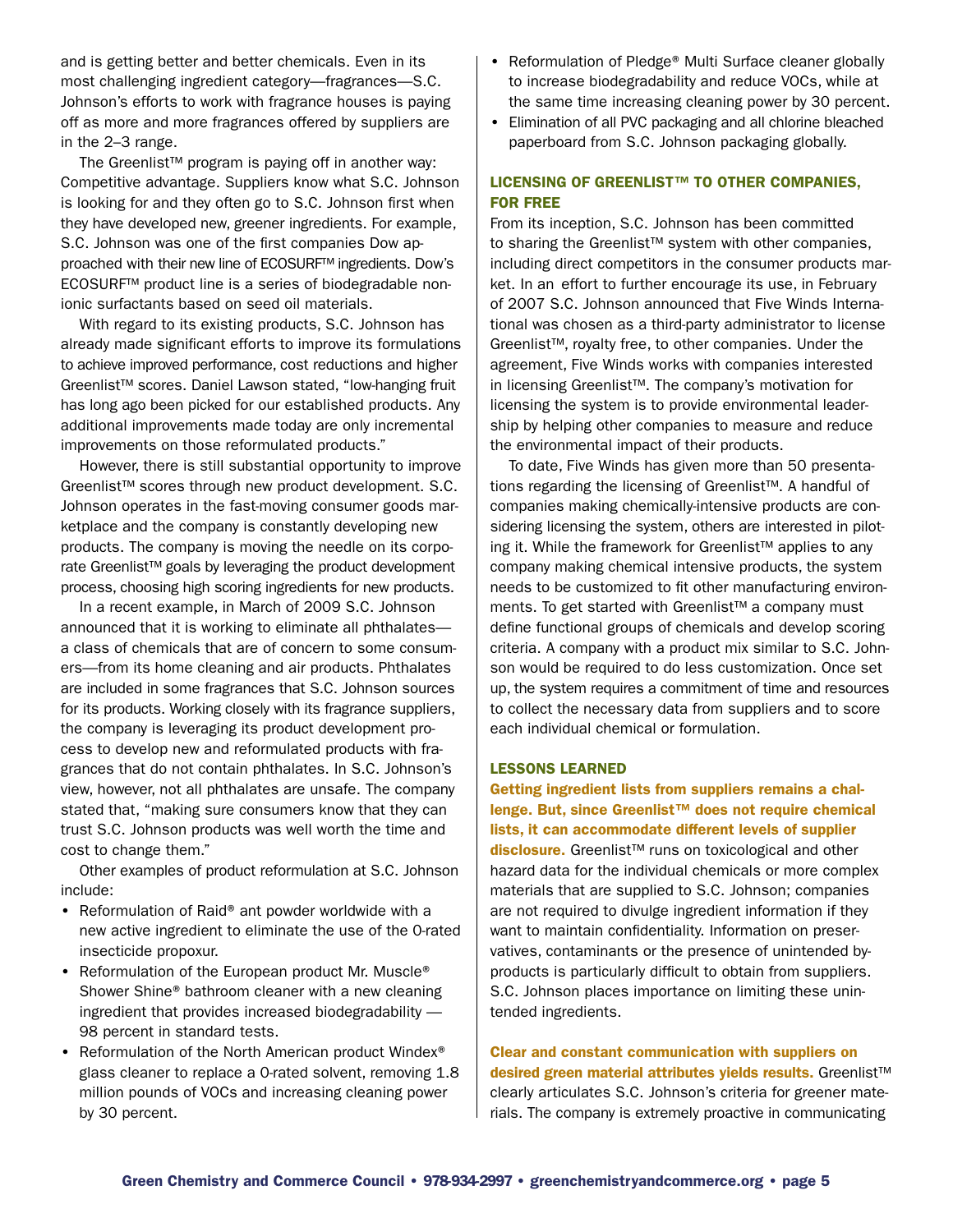and is getting better and better chemicals. Even in its most challenging ingredient category—fragrances—S.C. Johnson's efforts to work with fragrance houses is paying off as more and more fragrances offered by suppliers are in the 2–3 range.

The Greenlist™ program is paying off in another way: Competitive advantage. Suppliers know what S.C. Johnson is looking for and they often go to S.C. Johnson first when they have developed new, greener ingredients. For example, S.C. Johnson was one of the first companies Dow approached with their new line of ECOSURF™ ingredients. Dow's ECOSURF™ product line is a series of biodegradable nonionic surfactants based on seed oil materials.

With regard to its existing products, S.C. Johnson has already made significant efforts to improve its formulations to achieve improved performance, cost reductions and higher Greenlist™ scores. Daniel Lawson stated, "low-hanging fruit has long ago been picked for our established products. Any additional improvements made today are only incremental improvements on those reformulated products."

However, there is still substantial opportunity to improve Greenlist™ scores through new product development. S.C. Johnson operates in the fast-moving consumer goods marketplace and the company is constantly developing new products. The company is moving the needle on its corporate Greenlist™ goals by leveraging the product development process, choosing high scoring ingredients for new products.

In a recent example, in March of 2009 S.C. Johnson announced that it is working to eliminate all phthalates—a class of chemicals that are of concern to some consumers—from its home cleaning and air products. Phthalates are included in some fragrances that S.C. Johnson sources for its products. Working closely with its fragrance suppliers, the company is leveraging its product development process to develop new and reformulated products with fragrances that do not contain phthalates. In S.C. Johnson's view, however, not all phthalates are unsafe. The company stated that, "making sure consumers know that they can trust S.C. Johnson products was well worth the time and cost to change them."

Other examples of product reformulation at S.C. Johnson include:

- Reformulation of Raid® ant powder worldwide with a new active ingredient to eliminate the use of the 0-rated insecticide propoxur.
- Reformulation of the European product Mr. Muscle® Shower Shine® bathroom cleaner with a new cleaning ingredient that provides increased biodegradability — 98 percent in standard tests.
- Reformulation of the North American product Windex® glass cleaner to replace a 0-rated solvent, removing 1.8 million pounds of VOCs and increasing cleaning power by 30 percent.
- Reformulation of Pledge® Multi Surface cleaner globally to increase biodegradability and reduce VOCs, while at the same time increasing cleaning power by 30 percent.
- Elimination of all PVC packaging and all chlorine bleached paperboard from S.C. Johnson packaging globally.

## LICENSING OF GREENLIST™ TO OTHER COMPANIES, FOR FREE

From its inception, S.C. Johnson has been committed to sharing the Greenlist™ system with other companies, including direct competitors in the consumer products market. In an effort to further encourage its use, in February of 2007 S.C. Johnson announced that Five Winds International was chosen as a third-party administrator to license Greenlist™, royalty free, to other companies. Under the agreement, Five Winds works with companies interested in licensing Greenlist™. The company's motivation for licensing the system is to provide environmental leadership by helping other companies to measure and reduce the environmental impact of their products.

To date, Five Winds has given more than 50 presentations regarding the licensing of Greenlist™. A handful of companies making chemically-intensive products are considering licensing the system, others are interested in piloting it. While the framework for Greenlist™ applies to any company making chemical intensive products, the system needs to be customized to fit other manufacturing environments. To get started with Greenlist™ a company must define functional groups of chemicals and develop scoring criteria. A company with a product mix similar to S.C. Johnson would be required to do less customization. Once set up, the system requires a commitment of time and resources to collect the necessary data from suppliers and to score each individual chemical or formulation.

## LESSONS LEARNED

**Getting ingredient lists from suppliers remains a challenge. But, since Greenlist™ does not require chemical lists, it can accommodate different levels of supplier disclosure.** Greenlist™ runs on toxicological and other hazard data for the individual chemicals or more complex materials that are supplied to S.C. Johnson; companies are not required to divulge ingredient information if they want to maintain confidentiality. Information on preservatives, contaminants or the presence of unintended byproducts is particularly difficult to obtain from suppliers. S.C. Johnson places importance on limiting these unintended ingredients.

**Clear and constant communication with suppliers on desired green material attributes yields results.** Greenlist™ clearly articulates S.C. Johnson's criteria for greener materials. The company is extremely proactive in communicating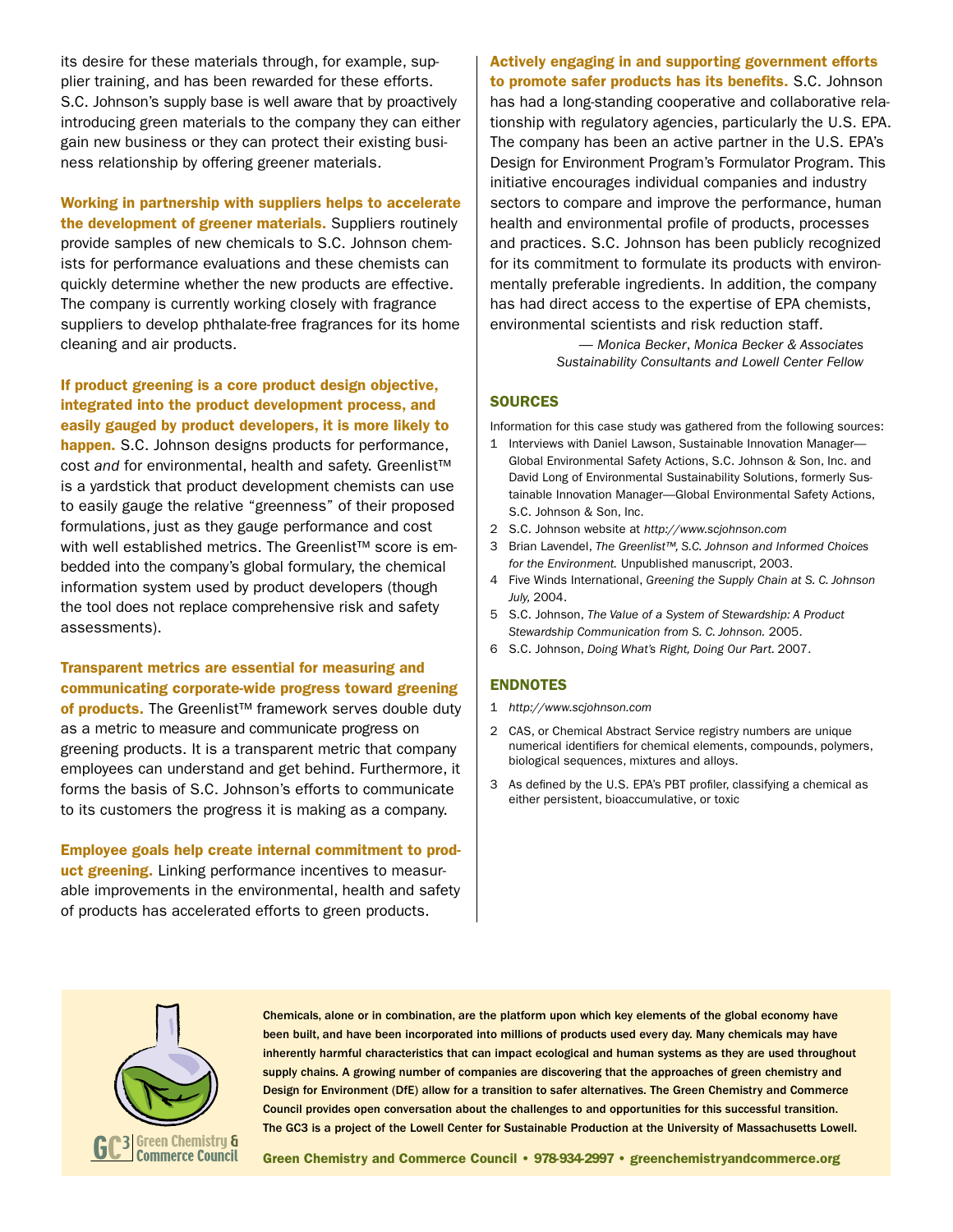its desire for these materials through, for example, supplier training, and has been rewarded for these efforts. S.C. Johnson's supply base is well aware that by proactively introducing green materials to the company they can either gain new business or they can protect their existing business relationship by offering greener materials.

**Working in partnership with suppliers helps to accelerate the development of greener materials.** Suppliers routinely provide samples of new chemicals to S.C. Johnson chemists for performance evaluations and these chemists can quickly determine whether the new products are effective. The company is currently working closely with fragrance suppliers to develop phthalate-free fragrances for its home cleaning and air products.

**If product greening is a core product design objective, integrated into the product development process, and easily gauged by product developers, it is more likely to happen.** S.C. Johnson designs products for performance, cost *and* for environmental, health and safety. Greenlist™ is a yardstick that product development chemists can use to easily gauge the relative "greenness" of their proposed formulations, just as they gauge performance and cost with well established metrics. The Greenlist™ score is embedded into the company's global formulary, the chemical information system used by product developers (though the tool does not replace comprehensive risk and safety assessments).

**Transparent metrics are essential for measuring and communicating corporate-wide progress toward greening of products.** The Greenlist™ framework serves double duty as a metric to measure and communicate progress on greening products. It is a transparent metric that company employees can understand and get behind. Furthermore, it forms the basis of S.C. Johnson's efforts to communicate to its customers the progress it is making as a company.

**Employee goals help create internal commitment to product greening.** Linking performance incentives to measurable improvements in the environmental, health and safety of products has accelerated efforts to green products.

**Actively engaging in and supporting government efforts to promote safer products has its benefits.** S.C. Johnson has had a long-standing cooperative and collaborative relationship with regulatory agencies, particularly the U.S. EPA. The company has been an active partner in the U.S. EPA's Design for Environment Program's Formulator Program. This initiative encourages individual companies and industry sectors to compare and improve the performance, human health and environmental profile of products, processes and practices. S.C. Johnson has been publicly recognized for its commitment to formulate its products with environmentally preferable ingredients. In addition, the company has had direct access to the expertise of EPA chemists, environmental scientists and risk reduction staff.

*— Monica Becker, Monica Becker & Associates Sustainability Consultants and Lowell Center Fellow*

## SOURCES

Information for this case study was gathered from the following sources:

1. Interviews with Daniel Lawson, Sustainable Innovation Manager—Global Environmental Safety Actions, S.C. Johnson & Son, Inc. and David Long of Environmental Sustainability Solutions, formerly Sustainable Innovation Manager—Global Environmental Safety Actions, S.C. Johnson & Son, Inc.
2. S.C. Johnson website at *http://www.scjohnson.com*
3. Brian Lavendel, *The Greenlist™, S.C. Johnson and Informed Choices for the Environment.* Unpublished manuscript, 2003.
4. Five Winds International, *Greening the Supply Chain at S. C. Johnson July,* 2004.
5. S.C. Johnson, *The Value of a System of Stewardship: A Product Stewardship Communication from S. C. Johnson.* 2005.
6. S.C. Johnson, *Doing What's Right, Doing Our Part.* 2007.

## ENDNOTES

1. *http://www.scjohnson.com*
2. CAS, or Chemical Abstract Service registry numbers are unique numerical identifiers for chemical elements, compounds, polymers, biological sequences, mixtures and alloys.
3. As defined by the U.S. EPA's PBT profiler, classifying a chemical as either persistent, bioaccumulative, or toxic

GC3 Green Chemistry & Commerce Council

**Chemicals, alone or in combination, are the platform upon which key elements of the global economy have been built, and have been incorporated into millions of products used every day. Many chemicals may have inherently harmful characteristics that can impact ecological and human systems as they are used throughout supply chains. A growing number of companies are discovering that the approaches of green chemistry and Design for Environment (DfE) allow for a transition to safer alternatives. The Green Chemistry and Commerce Council provides open conversation about the challenges to and opportunities for this successful transition. The GC3 is a project of the Lowell Center for Sustainable Production at the University of Massachusetts Lowell.**

**Green Chemistry and Commerce Council • 978-934-2997 • greenchemistryandcommerce.org**